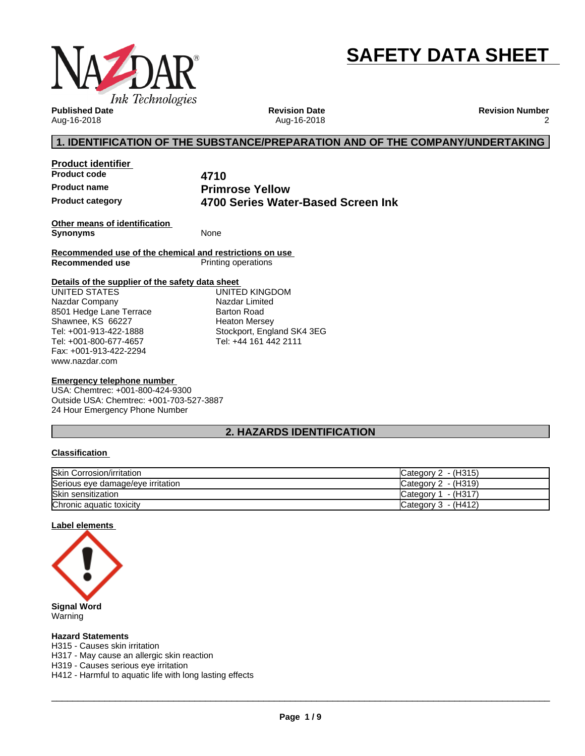# SAFETY DATA SHEET

**Published Date**
Aug-16-2018

**Revision Date**
Aug-16-2018

**Revision Number**
2

## 1. IDENTIFICATION OF THE SUBSTANCE/PREPARATION AND OF THE COMPANY/UNDERTAKING

**Product identifier**

| | |
|---|---|
| **Product code** | **4710** |
| **Product name** | **Primrose Yellow** |
| **Product category** | **4700 Series Water-Based Screen Ink** |

**Other means of identification**

**Synonyms** None

**Recommended use of the chemical and restrictions on use**

**Recommended use** Printing operations

**Details of the supplier of the safety data sheet**

UNITED STATES
Nazdar Company
8501 Hedge Lane Terrace
Shawnee, KS 66227
Tel: +001-913-422-1888
Tel: +001-800-677-4657
Fax: +001-913-422-2294
www.nazdar.com

UNITED KINGDOM
Nazdar Limited
Barton Road
Heaton Mersey
Stockport, England SK4 3EG
Tel: +44 161 442 2111

**Emergency telephone number**

USA: Chemtrec: +001-800-424-9300
Outside USA: Chemtrec: +001-703-527-3887
24 Hour Emergency Phone Number

## 2. HAZARDS IDENTIFICATION

**Classification**

| | |
|---|---|
| Skin Corrosion/irritation | Category 2 - (H315) |
| Serious eye damage/eye irritation | Category 2 - (H319) |
| Skin sensitization | Category 1 - (H317) |
| Chronic aquatic toxicity | Category 3 - (H412) |

**Label elements**

**Signal Word**
Warning

**Hazard Statements**
H315 - Causes skin irritation
H317 - May cause an allergic skin reaction
H319 - Causes serious eye irritation
H412 - Harmful to aquatic life with long lasting effects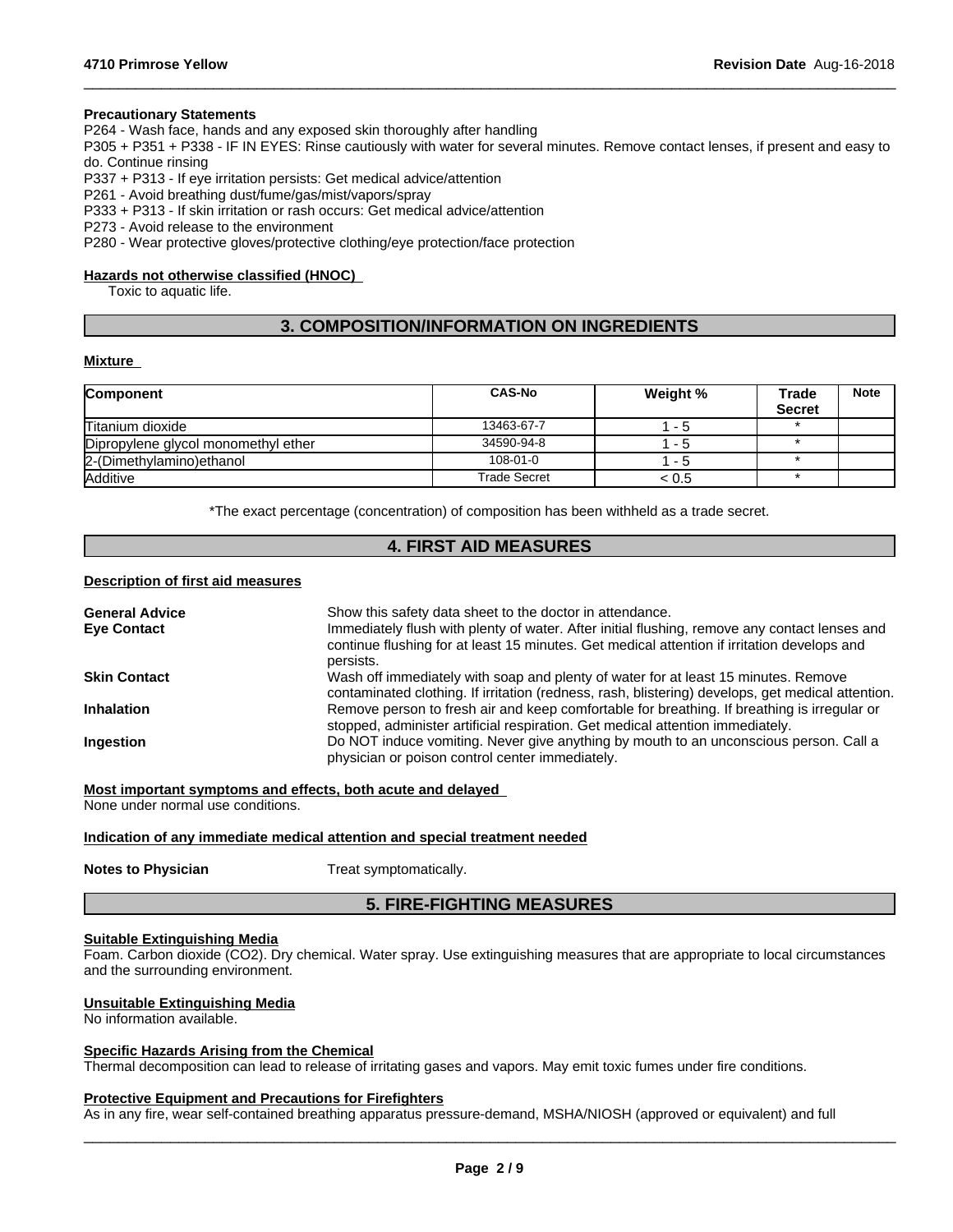**Precautionary Statements**
P264 - Wash face, hands and any exposed skin thoroughly after handling
P305 + P351 + P338 - IF IN EYES: Rinse cautiously with water for several minutes. Remove contact lenses, if present and easy to do. Continue rinsing
P337 + P313 - If eye irritation persists: Get medical advice/attention
P261 - Avoid breathing dust/fume/gas/mist/vapors/spray
P333 + P313 - If skin irritation or rash occurs: Get medical advice/attention
P273 - Avoid release to the environment
P280 - Wear protective gloves/protective clothing/eye protection/face protection

**Hazards not otherwise classified (HNOC)**
Toxic to aquatic life.

## 3. COMPOSITION/INFORMATION ON INGREDIENTS

**Mixture**

| Component | CAS-No | Weight % | Trade Secret | Note |
|---|---|---|---|---|
| Titanium dioxide | 13463-67-7 | 1 - 5 | * | |
| Dipropylene glycol monomethyl ether | 34590-94-8 | 1 - 5 | * | |
| 2-(Dimethylamino)ethanol | 108-01-0 | 1 - 5 | * | |
| Additive | Trade Secret | < 0.5 | * | |

*The exact percentage (concentration) of composition has been withheld as a trade secret.

## 4. FIRST AID MEASURES

**Description of first aid measures**

**General Advice** Show this safety data sheet to the doctor in attendance.

**Eye Contact** Immediately flush with plenty of water. After initial flushing, remove any contact lenses and continue flushing for at least 15 minutes. Get medical attention if irritation develops and persists.

**Skin Contact** Wash off immediately with soap and plenty of water for at least 15 minutes. Remove contaminated clothing. If irritation (redness, rash, blistering) develops, get medical attention.

**Inhalation** Remove person to fresh air and keep comfortable for breathing. If breathing is irregular or stopped, administer artificial respiration. Get medical attention immediately.

**Ingestion** Do NOT induce vomiting. Never give anything by mouth to an unconscious person. Call a physician or poison control center immediately.

**Most important symptoms and effects, both acute and delayed**
None under normal use conditions.

**Indication of any immediate medical attention and special treatment needed**

**Notes to Physician** Treat symptomatically.

## 5. FIRE-FIGHTING MEASURES

**Suitable Extinguishing Media**
Foam. Carbon dioxide ($CO_2$). Dry chemical. Water spray. Use extinguishing measures that are appropriate to local circumstances and the surrounding environment.

**Unsuitable Extinguishing Media**
No information available.

**Specific Hazards Arising from the Chemical**
Thermal decomposition can lead to release of irritating gases and vapors. May emit toxic fumes under fire conditions.

**Protective Equipment and Precautions for Firefighters**
As in any fire, wear self-contained breathing apparatus pressure-demand, MSHA/NIOSH (approved or equivalent) and full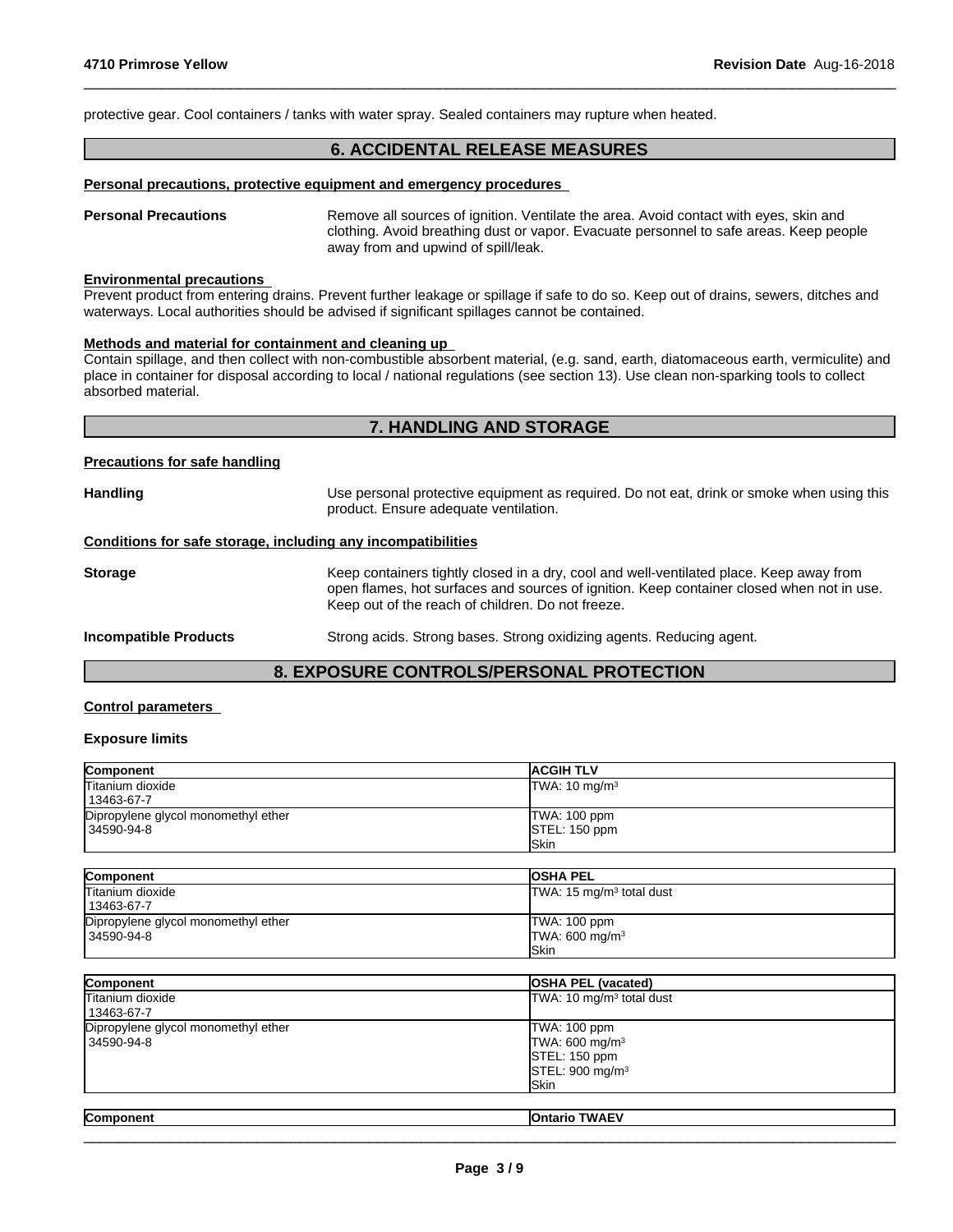protective gear. Cool containers / tanks with water spray. Sealed containers may rupture when heated.

## 6. ACCIDENTAL RELEASE MEASURES

**Personal precautions, protective equipment and emergency procedures**

**Personal Precautions** Remove all sources of ignition. Ventilate the area. Avoid contact with eyes, skin and clothing. Avoid breathing dust or vapor. Evacuate personnel to safe areas. Keep people away from and upwind of spill/leak.

**Environmental precautions**

Prevent product from entering drains. Prevent further leakage or spillage if safe to do so. Keep out of drains, sewers, ditches and waterways. Local authorities should be advised if significant spillages cannot be contained.

**Methods and material for containment and cleaning up**

Contain spillage, and then collect with non-combustible absorbent material, (e.g. sand, earth, diatomaceous earth, vermiculite) and place in container for disposal according to local / national regulations (see section 13). Use clean non-sparking tools to collect absorbed material.

## 7. HANDLING AND STORAGE

**Precautions for safe handling**

**Handling** Use personal protective equipment as required. Do not eat, drink or smoke when using this product. Ensure adequate ventilation.

**Conditions for safe storage, including any incompatibilities**

**Storage** Keep containers tightly closed in a dry, cool and well-ventilated place. Keep away from open flames, hot surfaces and sources of ignition. Keep container closed when not in use. Keep out of the reach of children. Do not freeze.

**Incompatible Products** Strong acids. Strong bases. Strong oxidizing agents. Reducing agent.

## 8. EXPOSURE CONTROLS/PERSONAL PROTECTION

**Control parameters**

**Exposure limits**

| Component | ACGIH TLV |
|---|---|
| Titanium dioxide 13463-67-7 | TWA: 10 mg/m³ |
| Dipropylene glycol monomethyl ether 34590-94-8 | TWA: 100 ppm STEL: 150 ppm Skin |

| Component | OSHA PEL |
|---|---|
| Titanium dioxide 13463-67-7 | TWA: 15 mg/m³ total dust |
| Dipropylene glycol monomethyl ether 34590-94-8 | TWA: 100 ppm TWA: 600 mg/m³ Skin |

| Component | OSHA PEL (vacated) |
|---|---|
| Titanium dioxide 13463-67-7 | TWA: 10 mg/m³ total dust |
| Dipropylene glycol monomethyl ether 34590-94-8 | TWA: 100 ppm TWA: 600 mg/m³ STEL: 150 ppm STEL: 900 mg/m³ Skin |

| Component | Ontario TWAEV |
|---|---|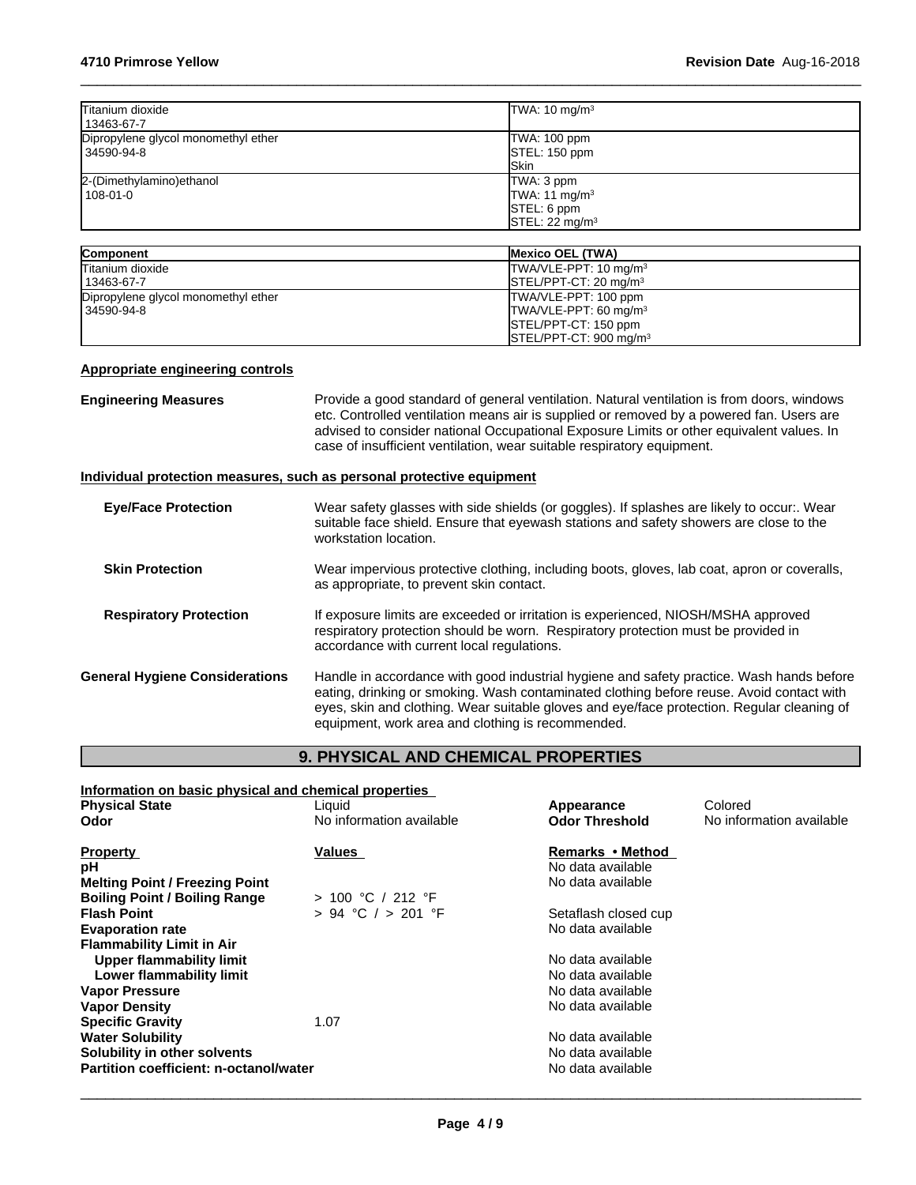| | |
|---|---|
| Titanium dioxide<br>13463-67-7 | TWA: 10 mg/m³ |
| Dipropylene glycol monomethyl ether<br>34590-94-8 | TWA: 100 ppm<br>STEL: 150 ppm<br>Skin |
| 2-(Dimethylamino)ethanol<br>108-01-0 | TWA: 3 ppm<br>TWA: 11 mg/m³<br>STEL: 6 ppm<br>STEL: 22 mg/m³ |

| Component | Mexico OEL (TWA) |
|---|---|
| Titanium dioxide<br>13463-67-7 | TWA/VLE-PPT: 10 mg/m³<br>STEL/PPT-CT: 20 mg/m³ |
| Dipropylene glycol monomethyl ether<br>34590-94-8 | TWA/VLE-PPT: 100 ppm<br>TWA/VLE-PPT: 60 mg/m³<br>STEL/PPT-CT: 150 ppm<br>STEL/PPT-CT: 900 mg/m³ |

**Appropriate engineering controls**

**Engineering Measures** Provide a good standard of general ventilation. Natural ventilation is from doors, windows etc. Controlled ventilation means air is supplied or removed by a powered fan. Users are advised to consider national Occupational Exposure Limits or other equivalent values. In case of insufficient ventilation, wear suitable respiratory equipment.

**Individual protection measures, such as personal protective equipment**

**Eye/Face Protection** Wear safety glasses with side shields (or goggles). If splashes are likely to occur:. Wear suitable face shield. Ensure that eyewash stations and safety showers are close to the workstation location.

**Skin Protection** Wear impervious protective clothing, including boots, gloves, lab coat, apron or coveralls, as appropriate, to prevent skin contact.

**Respiratory Protection** If exposure limits are exceeded or irritation is experienced, NIOSH/MSHA approved respiratory protection should be worn. Respiratory protection must be provided in accordance with current local regulations.

**General Hygiene Considerations** Handle in accordance with good industrial hygiene and safety practice. Wash hands before eating, drinking or smoking. Wash contaminated clothing before reuse. Avoid contact with eyes, skin and clothing. Wear suitable gloves and eye/face protection. Regular cleaning of equipment, work area and clothing is recommended.

## 9. PHYSICAL AND CHEMICAL PROPERTIES

**Information on basic physical and chemical properties**

| | | | |
|---|---|---|---|
| **Physical State** | Liquid | **Appearance** | Colored |
| **Odor** | No information available | **Odor Threshold** | No information available |

| Property | Values | Remarks • Method |
|---|---|---|
| **pH** | | No data available |
| **Melting Point / Freezing Point** | | No data available |
| **Boiling Point / Boiling Range** | > 100 °C / 212 °F | |
| **Flash Point** | > 94 °C / > 201 °F | Setaflash closed cup |
| **Evaporation rate** | | No data available |
| **Flammability Limit in Air** | | |
| **Upper flammability limit** | | No data available |
| **Lower flammability limit** | | No data available |
| **Vapor Pressure** | | No data available |
| **Vapor Density** | | No data available |
| **Specific Gravity** | 1.07 | |
| **Water Solubility** | | No data available |
| **Solubility in other solvents** | | No data available |
| **Partition coefficient: n-octanol/water** | | No data available |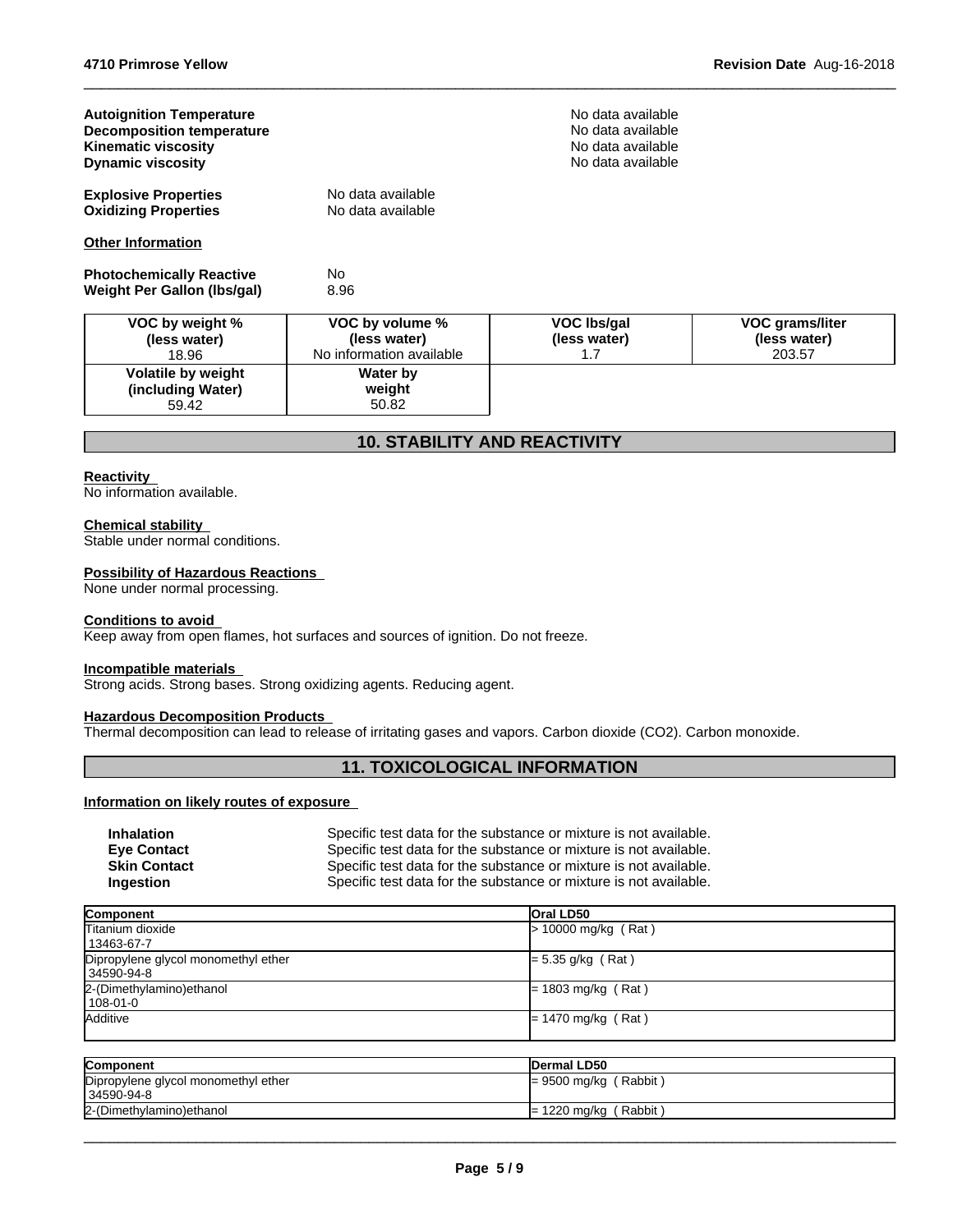**Autoignition Temperature** No data available
**Decomposition temperature** No data available
**Kinematic viscosity** No data available
**Dynamic viscosity** No data available

**Explosive Properties** No data available
**Oxidizing Properties** No data available

**Other Information**

**Photochemically Reactive** No
**Weight Per Gallon (lbs/gal)** 8.96

| VOC by weight % (less water) | VOC by volume % (less water) | VOC lbs/gal (less water) | VOC grams/liter (less water) |
|---|---|---|---|
| 18.96 | No information available | 1.7 | 203.57 |
| **Volatile by weight (including Water)** | **Water by weight** | | |
| 59.42 | 50.82 | | |

## 10. STABILITY AND REACTIVITY

**Reactivity**
No information available.

**Chemical stability**
Stable under normal conditions.

**Possibility of Hazardous Reactions**
None under normal processing.

**Conditions to avoid**
Keep away from open flames, hot surfaces and sources of ignition. Do not freeze.

**Incompatible materials**
Strong acids. Strong bases. Strong oxidizing agents. Reducing agent.

**Hazardous Decomposition Products**
Thermal decomposition can lead to release of irritating gases and vapors. Carbon dioxide ($CO_2$). Carbon monoxide.

## 11. TOXICOLOGICAL INFORMATION

**Information on likely routes of exposure**

**Inhalation** Specific test data for the substance or mixture is not available.
**Eye Contact** Specific test data for the substance or mixture is not available.
**Skin Contact** Specific test data for the substance or mixture is not available.
**Ingestion** Specific test data for the substance or mixture is not available.

| Component | Oral LD50 |
|---|---|
| Titanium dioxide 13463-67-7 | > 10000 mg/kg ( Rat ) |
| Dipropylene glycol monomethyl ether 34590-94-8 | = 5.35 g/kg ( Rat ) |
| 2-(Dimethylamino)ethanol 108-01-0 | = 1803 mg/kg ( Rat ) |
| Additive | = 1470 mg/kg ( Rat ) |

| Component | Dermal LD50 |
|---|---|
| Dipropylene glycol monomethyl ether 34590-94-8 | = 9500 mg/kg ( Rabbit ) |
| 2-(Dimethylamino)ethanol | = 1220 mg/kg ( Rabbit ) |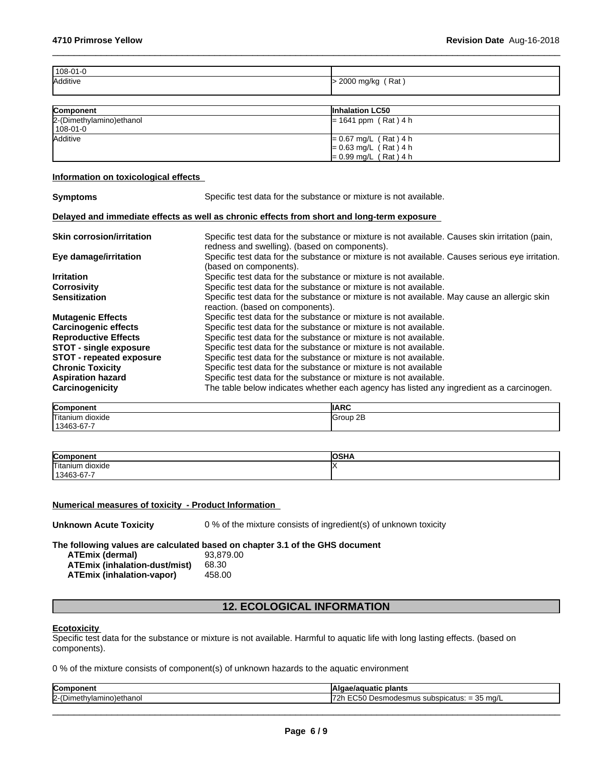| | |
|---|---|
| 108-01-0 | |
| Additive | > 2000 mg/kg ( Rat ) |

| Component | Inhalation LC50 |
|---|---|
| 2-(Dimethylamino)ethanol<br>108-01-0 | = 1641 ppm ( Rat ) 4 h |
| Additive | = 0.67 mg/L ( Rat ) 4 h<br>= 0.63 mg/L ( Rat ) 4 h<br>= 0.99 mg/L ( Rat ) 4 h |

**Information on toxicological effects**

**Symptoms** Specific test data for the substance or mixture is not available.

**Delayed and immediate effects as well as chronic effects from short and long-term exposure**

**Skin corrosion/irritation** Specific test data for the substance or mixture is not available. Causes skin irritation (pain, redness and swelling). (based on components).

**Eye damage/irritation** Specific test data for the substance or mixture is not available. Causes serious eye irritation. (based on components).

**Irritation** Specific test data for the substance or mixture is not available.

**Corrosivity** Specific test data for the substance or mixture is not available.

**Sensitization** Specific test data for the substance or mixture is not available. May cause an allergic skin reaction. (based on components).

**Mutagenic Effects** Specific test data for the substance or mixture is not available.

**Carcinogenic effects** Specific test data for the substance or mixture is not available.

**Reproductive Effects** Specific test data for the substance or mixture is not available.

**STOT - single exposure** Specific test data for the substance or mixture is not available.

**STOT - repeated exposure** Specific test data for the substance or mixture is not available.

**Chronic Toxicity** Specific test data for the substance or mixture is not available

**Aspiration hazard** Specific test data for the substance or mixture is not available.

**Carcinogenicity** The table below indicates whether each agency has listed any ingredient as a carcinogen.

| Component | IARC |
|---|---|
| Titanium dioxide<br>13463-67-7 | Group 2B |

| Component | OSHA |
|---|---|
| Titanium dioxide<br>13463-67-7 | X |

**Numerical measures of toxicity - Product Information**

**Unknown Acute Toxicity** 0 % of the mixture consists of ingredient(s) of unknown toxicity

**The following values are calculated based on chapter 3.1 of the GHS document**

| | |
|---|---|
| **ATEmix (dermal)** | 93,879.00 |
| **ATEmix (inhalation-dust/mist)** | 68.30 |
| **ATEmix (inhalation-vapor)** | 458.00 |

## 12. ECOLOGICAL INFORMATION

**Ecotoxicity**

Specific test data for the substance or mixture is not available. Harmful to aquatic life with long lasting effects. (based on components).

0 % of the mixture consists of component(s) of unknown hazards to the aquatic environment

| Component | Algae/aquatic plants |
|---|---|
| 2-(Dimethylamino)ethanol | 72h EC50 Desmodesmus subspicatus: = 35 mg/L |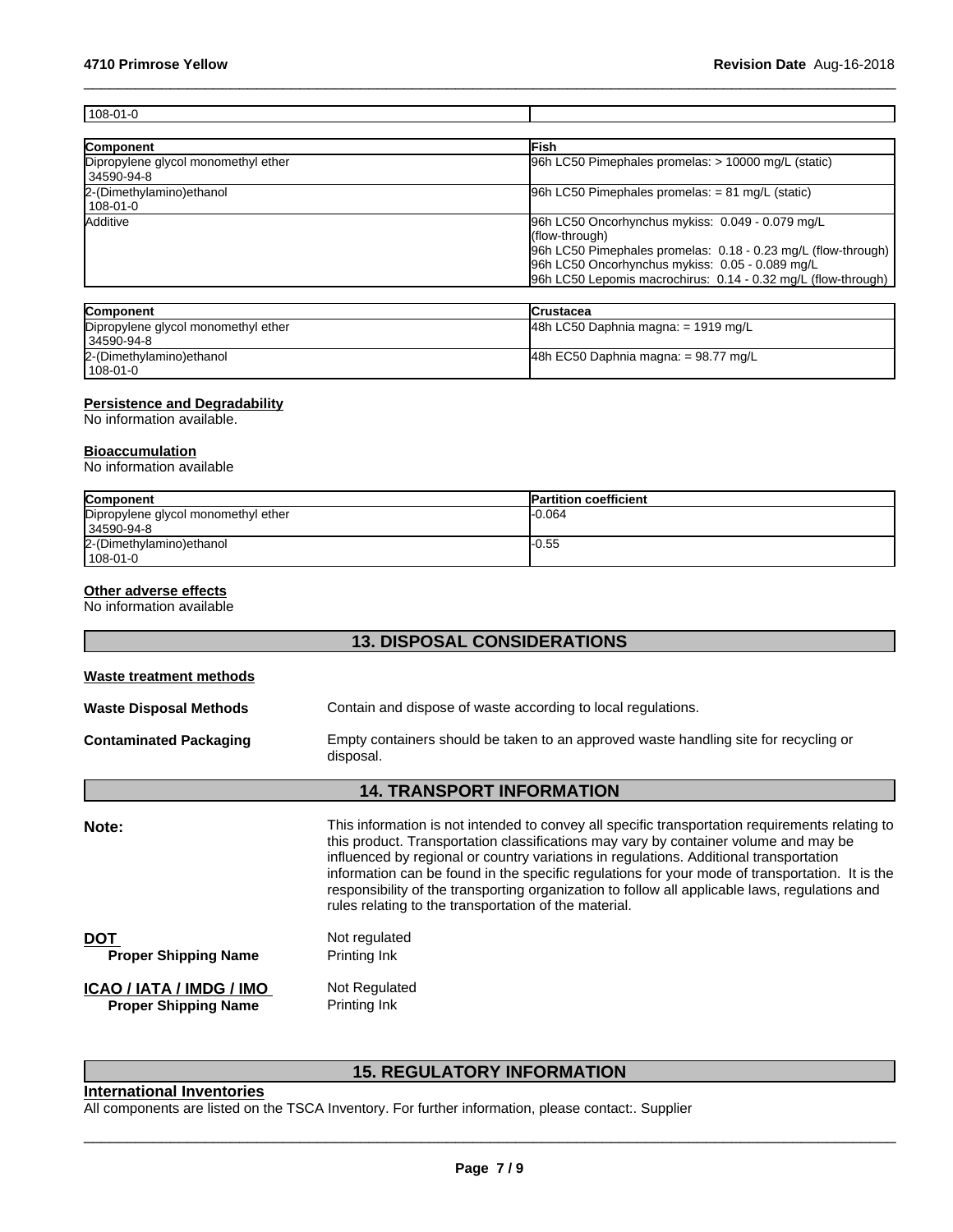| 108-01-0 | |
|---|---|

| Component | Fish |
|---|---|
| Dipropylene glycol monomethyl ether<br>34590-94-8 | 96h LC50 Pimephales promelas: > 10000 mg/L (static) |
| 2-(Dimethylamino)ethanol<br>108-01-0 | 96h LC50 Pimephales promelas: = 81 mg/L (static) |
| Additive | 96h LC50 Oncorhynchus mykiss: 0.049 - 0.079 mg/L (flow-through)<br>96h LC50 Pimephales promelas: 0.18 - 0.23 mg/L (flow-through)<br>96h LC50 Oncorhynchus mykiss: 0.05 - 0.089 mg/L<br>96h LC50 Lepomis macrochirus: 0.14 - 0.32 mg/L (flow-through) |

| Component | Crustacea |
|---|---|
| Dipropylene glycol monomethyl ether<br>34590-94-8 | 48h LC50 Daphnia magna: = 1919 mg/L |
| 2-(Dimethylamino)ethanol<br>108-01-0 | 48h EC50 Daphnia magna: = 98.77 mg/L |

**Persistence and Degradability**
No information available.

**Bioaccumulation**
No information available

| Component | Partition coefficient |
|---|---|
| Dipropylene glycol monomethyl ether<br>34590-94-8 | -0.064 |
| 2-(Dimethylamino)ethanol<br>108-01-0 | -0.55 |

**Other adverse effects**
No information available

## 13. DISPOSAL CONSIDERATIONS

**Waste treatment methods**

**Waste Disposal Methods** Contain and dispose of waste according to local regulations.

**Contaminated Packaging** Empty containers should be taken to an approved waste handling site for recycling or disposal.

## 14. TRANSPORT INFORMATION

**Note:** This information is not intended to convey all specific transportation requirements relating to this product. Transportation classifications may vary by container volume and may be influenced by regional or country variations in regulations. Additional transportation information can be found in the specific regulations for your mode of transportation. It is the responsibility of the transporting organization to follow all applicable laws, regulations and rules relating to the transportation of the material.

**DOT** Not regulated
**Proper Shipping Name** Printing Ink

**ICAO / IATA / IMDG / IMO** Not Regulated
**Proper Shipping Name** Printing Ink

## 15. REGULATORY INFORMATION

**International Inventories**
All components are listed on the TSCA Inventory. For further information, please contact:. Supplier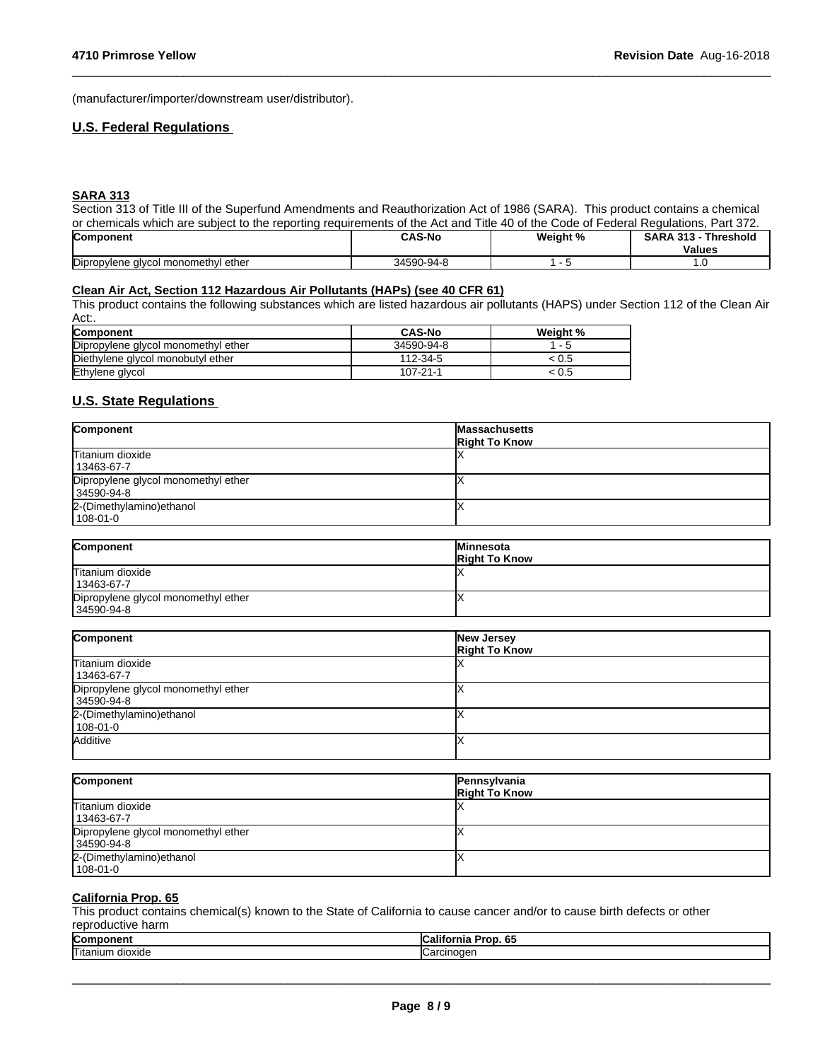(manufacturer/importer/downstream user/distributor).

## U.S. Federal Regulations

### SARA 313

Section 313 of Title III of the Superfund Amendments and Reauthorization Act of 1986 (SARA). This product contains a chemical or chemicals which are subject to the reporting requirements of the Act and Title 40 of the Code of Federal Regulations, Part 372.

| Component | CAS-No | Weight % | SARA 313 - Threshold Values |
|---|---|---|---|
| Dipropylene glycol monomethyl ether | 34590-94-8 | 1 - 5 | 1.0 |

### Clean Air Act, Section 112 Hazardous Air Pollutants (HAPs) (see 40 CFR 61)

This product contains the following substances which are listed hazardous air pollutants (HAPS) under Section 112 of the Clean Air Act:.

| Component | CAS-No | Weight % |
|---|---|---|
| Dipropylene glycol monomethyl ether | 34590-94-8 | 1 - 5 |
| Diethylene glycol monobutyl ether | 112-34-5 | < 0.5 |
| Ethylene glycol | 107-21-1 | < 0.5 |

## U.S. State Regulations

| Component | Massachusetts Right To Know |
|---|---|
| Titanium dioxide 13463-67-7 | X |
| Dipropylene glycol monomethyl ether 34590-94-8 | X |
| 2-(Dimethylamino)ethanol 108-01-0 | X |

| Component | Minnesota Right To Know |
|---|---|
| Titanium dioxide 13463-67-7 | X |
| Dipropylene glycol monomethyl ether 34590-94-8 | X |

| Component | New Jersey Right To Know |
|---|---|
| Titanium dioxide 13463-67-7 | X |
| Dipropylene glycol monomethyl ether 34590-94-8 | X |
| 2-(Dimethylamino)ethanol 108-01-0 | X |
| Additive | X |

| Component | Pennsylvania Right To Know |
|---|---|
| Titanium dioxide 13463-67-7 | X |
| Dipropylene glycol monomethyl ether 34590-94-8 | X |
| 2-(Dimethylamino)ethanol 108-01-0 | X |

### California Prop. 65

This product contains chemical(s) known to the State of California to cause cancer and/or to cause birth defects or other reproductive harm

| Component | California Prop. 65 |
|---|---|
| Titanium dioxide | Carcinogen |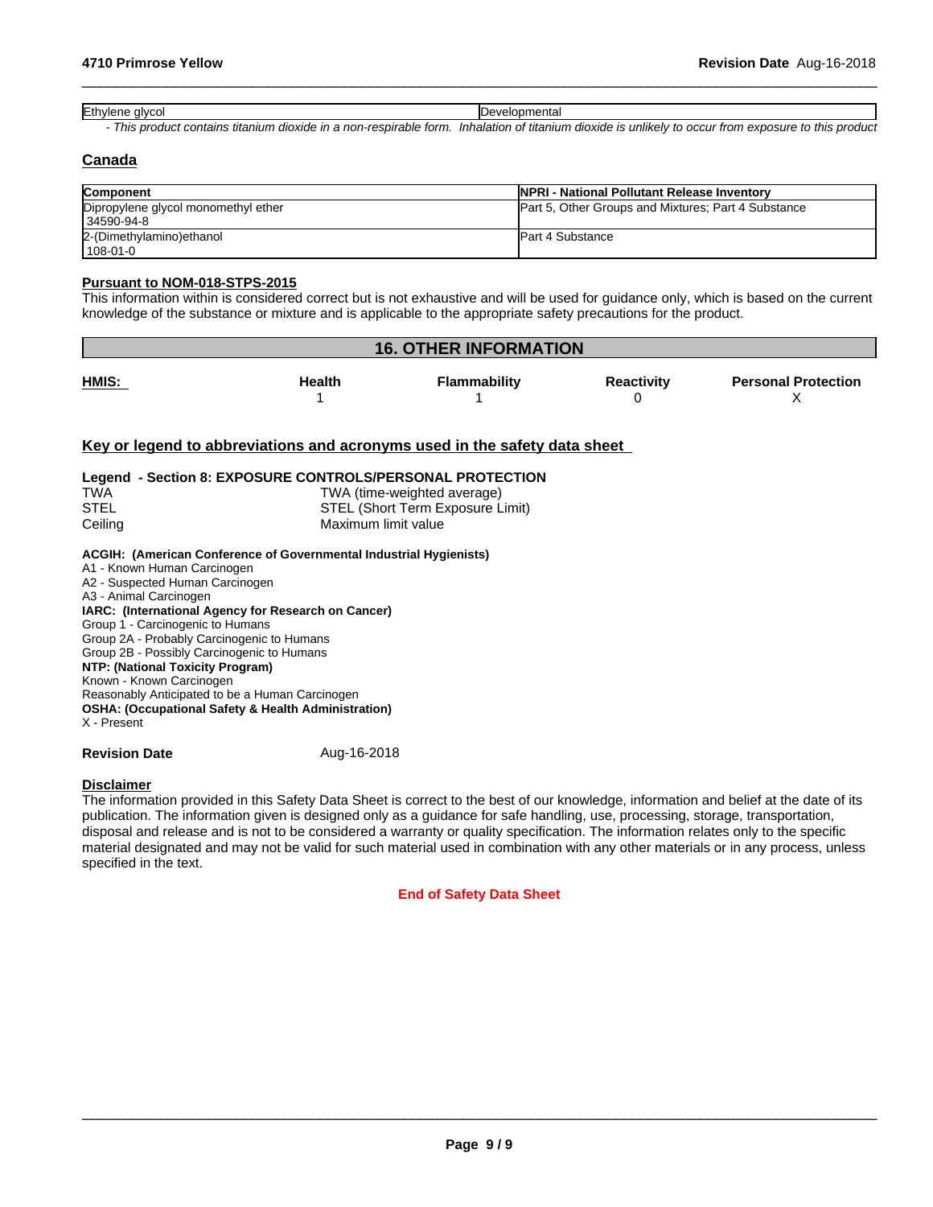| | |
|---|---|
| Ethylene glycol | Developmental |

*- This product contains titanium dioxide in a non-respirable form. Inhalation of titanium dioxide is unlikely to occur from exposure to this product*

## Canada

| Component | NPRI - National Pollutant Release Inventory |
|---|---|
| Dipropylene glycol monomethyl ether<br>34590-94-8 | Part 5, Other Groups and Mixtures; Part 4 Substance |
| 2-(Dimethylamino)ethanol<br>108-01-0 | Part 4 Substance |

**Pursuant to NOM-018-STPS-2015**

This information within is considered correct but is not exhaustive and will be used for guidance only, which is based on the current knowledge of the substance or mixture and is applicable to the appropriate safety precautions for the product.

## 16. OTHER INFORMATION

| HMIS: | Health | Flammability | Reactivity | Personal Protection |
|---|---|---|---|---|
| | 1 | 1 | 0 | X |

### Key or legend to abbreviations and acronyms used in the safety data sheet

**Legend - Section 8: EXPOSURE CONTROLS/PERSONAL PROTECTION**

| | |
|---|---|
| TWA | TWA (time-weighted average) |
| STEL | STEL (Short Term Exposure Limit) |
| Ceiling | Maximum limit value |

**ACGIH: (American Conference of Governmental Industrial Hygienists)**
A1 - Known Human Carcinogen
A2 - Suspected Human Carcinogen
A3 - Animal Carcinogen
**IARC: (International Agency for Research on Cancer)**
Group 1 - Carcinogenic to Humans
Group 2A - Probably Carcinogenic to Humans
Group 2B - Possibly Carcinogenic to Humans
**NTP: (National Toxicity Program)**
Known - Known Carcinogen
Reasonably Anticipated to be a Human Carcinogen
**OSHA: (Occupational Safety & Health Administration)**
X - Present

**Revision Date** Aug-16-2018

**Disclaimer**

The information provided in this Safety Data Sheet is correct to the best of our knowledge, information and belief at the date of its publication. The information given is designed only as a guidance for safe handling, use, processing, storage, transportation, disposal and release and is not to be considered a warranty or quality specification. The information relates only to the specific material designated and may not be valid for such material used in combination with any other materials or in any process, unless specified in the text.

**End of Safety Data Sheet**